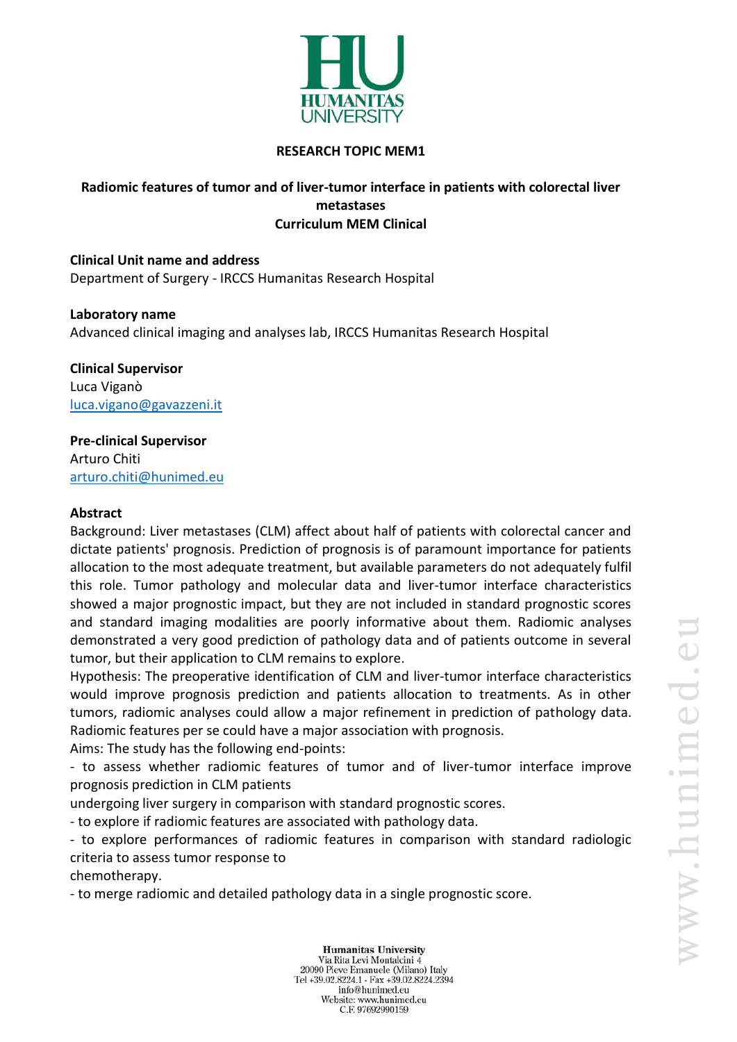**RESEARCH TOPIC MEM1**

**Radiomic features of tumor and of liver-tumor interface in patients with colorectal liver metastases**
**Curriculum MEM Clinical**

**Clinical Unit name and address**
Department of Surgery - IRCCS Humanitas Research Hospital

**Laboratory name**
Advanced clinical imaging and analyses lab, IRCCS Humanitas Research Hospital

**Clinical Supervisor**
Luca Viganò
luca.vigano@gavazzeni.it

**Pre-clinical Supervisor**
Arturo Chiti
arturo.chiti@hunimed.eu

**Abstract**
Background: Liver metastases (CLM) affect about half of patients with colorectal cancer and dictate patients' prognosis. Prediction of prognosis is of paramount importance for patients allocation to the most adequate treatment, but available parameters do not adequately fulfil this role. Tumor pathology and molecular data and liver-tumor interface characteristics showed a major prognostic impact, but they are not included in standard prognostic scores and standard imaging modalities are poorly informative about them. Radiomic analyses demonstrated a very good prediction of pathology data and of patients outcome in several tumor, but their application to CLM remains to explore.
Hypothesis: The preoperative identification of CLM and liver-tumor interface characteristics would improve prognosis prediction and patients allocation to treatments. As in other tumors, radiomic analyses could allow a major refinement in prediction of pathology data. Radiomic features per se could have a major association with prognosis.
Aims: The study has the following end-points:
- to assess whether radiomic features of tumor and of liver-tumor interface improve prognosis prediction in CLM patients
undergoing liver surgery in comparison with standard prognostic scores.
- to explore if radiomic features are associated with pathology data.
- to explore performances of radiomic features in comparison with standard radiologic criteria to assess tumor response to
chemotherapy.
- to merge radiomic and detailed pathology data in a single prognostic score.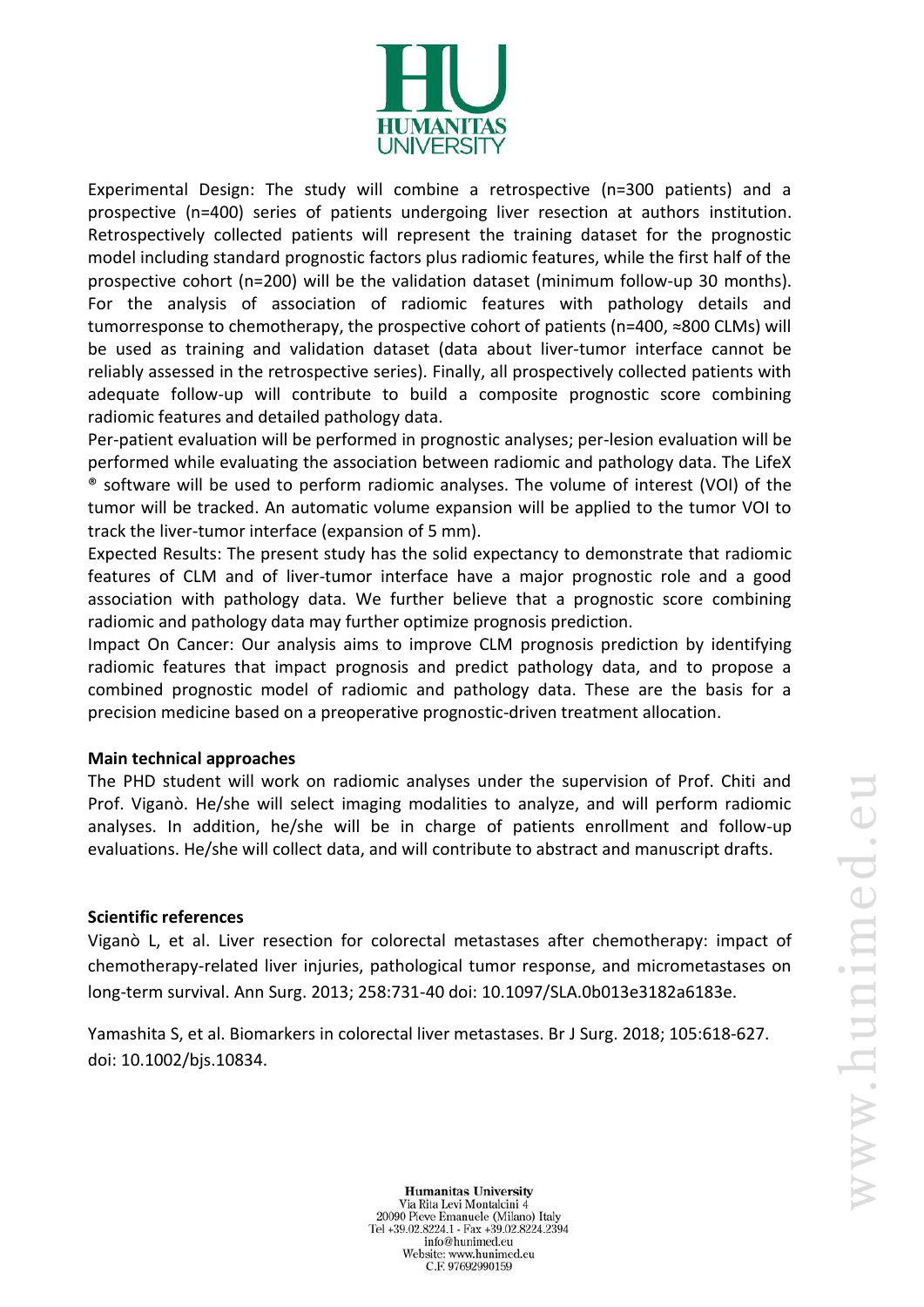Experimental Design: The study will combine a retrospective (n=300 patients) and a prospective (n=400) series of patients undergoing liver resection at authors institution. Retrospectively collected patients will represent the training dataset for the prognostic model including standard prognostic factors plus radiomic features, while the first half of the prospective cohort (n=200) will be the validation dataset (minimum follow-up 30 months). For the analysis of association of radiomic features with pathology details and tumorresponse to chemotherapy, the prospective cohort of patients (n=400, ≈800 CLMs) will be used as training and validation dataset (data about liver-tumor interface cannot be reliably assessed in the retrospective series). Finally, all prospectively collected patients with adequate follow-up will contribute to build a composite prognostic score combining radiomic features and detailed pathology data.

Per-patient evaluation will be performed in prognostic analyses; per-lesion evaluation will be performed while evaluating the association between radiomic and pathology data. The LifeX ® software will be used to perform radiomic analyses. The volume of interest (VOI) of the tumor will be tracked. An automatic volume expansion will be applied to the tumor VOI to track the liver-tumor interface (expansion of 5 mm).

Expected Results: The present study has the solid expectancy to demonstrate that radiomic features of CLM and of liver-tumor interface have a major prognostic role and a good association with pathology data. We further believe that a prognostic score combining radiomic and pathology data may further optimize prognosis prediction.

Impact On Cancer: Our analysis aims to improve CLM prognosis prediction by identifying radiomic features that impact prognosis and predict pathology data, and to propose a combined prognostic model of radiomic and pathology data. These are the basis for a precision medicine based on a preoperative prognostic-driven treatment allocation.

**Main technical approaches**

The PHD student will work on radiomic analyses under the supervision of Prof. Chiti and Prof. Viganò. He/she will select imaging modalities to analyze, and will perform radiomic analyses. In addition, he/she will be in charge of patients enrollment and follow-up evaluations. He/she will collect data, and will contribute to abstract and manuscript drafts.

**Scientific references**

Viganò L, et al. Liver resection for colorectal metastases after chemotherapy: impact of chemotherapy-related liver injuries, pathological tumor response, and micrometastases on long-term survival. Ann Surg. 2013; 258:731-40 doi: 10.1097/SLA.0b013e3182a6183e.

Yamashita S, et al. Biomarkers in colorectal liver metastases. Br J Surg. 2018; 105:618-627. doi: 10.1002/bjs.10834.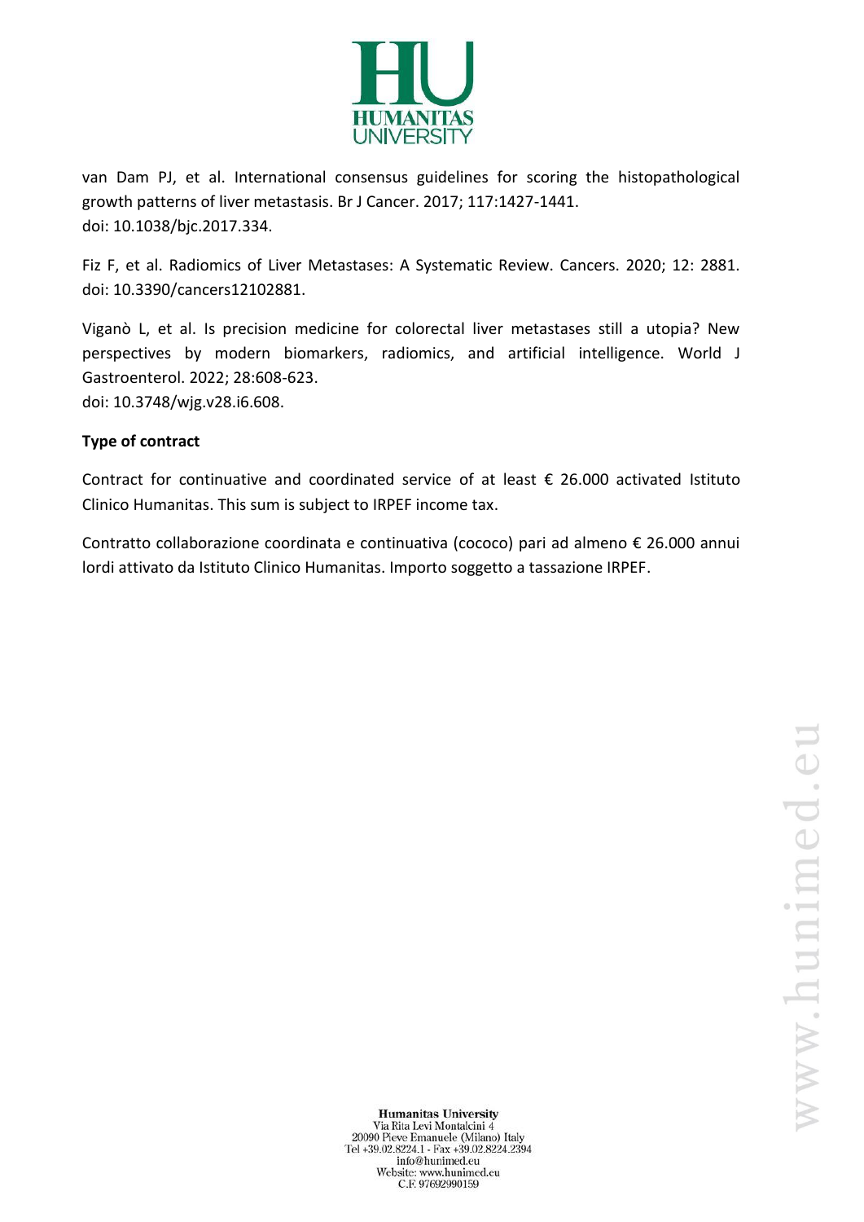van Dam PJ, et al. International consensus guidelines for scoring the histopathological growth patterns of liver metastasis. Br J Cancer. 2017; 117:1427-1441.
doi: 10.1038/bjc.2017.334.

Fiz F, et al. Radiomics of Liver Metastases: A Systematic Review. Cancers. 2020; 12: 2881.
doi: 10.3390/cancers12102881.

Viganò L, et al. Is precision medicine for colorectal liver metastases still a utopia? New perspectives by modern biomarkers, radiomics, and artificial intelligence. World J Gastroenterol. 2022; 28:608-623.
doi: 10.3748/wjg.v28.i6.608.

**Type of contract**

Contract for continuative and coordinated service of at least € 26.000 activated Istituto Clinico Humanitas. This sum is subject to IRPEF income tax.

Contratto collaborazione coordinata e continuativa (cococo) pari ad almeno € 26.000 annui lordi attivato da Istituto Clinico Humanitas. Importo soggetto a tassazione IRPEF.